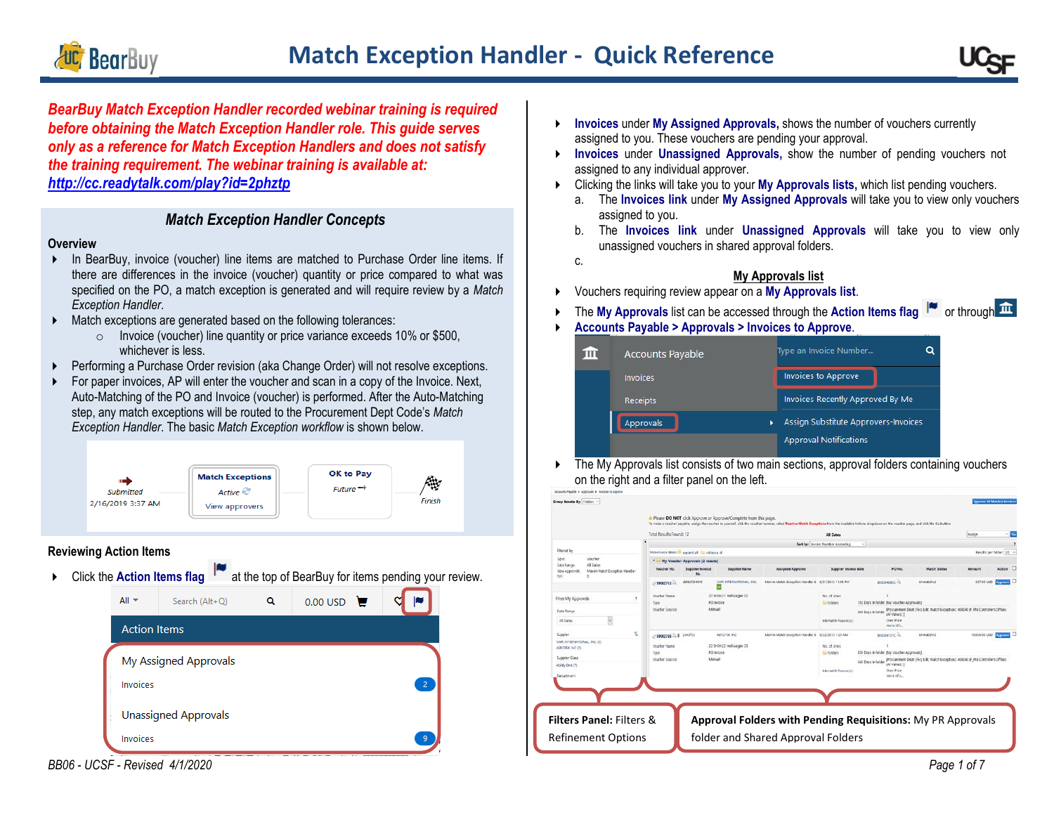# Match Exception Handler - Quick Reference

***BearBuy Match Exception Handler recorded webinar training is required before obtaining the Match Exception Handler role. This guide serves only as a reference for Match Exception Handlers and does not satisfy the training requirement. The webinar training is available at: [http://cc.readytalk.com/play?id=2phztp](http://cc.readytalk.com/play?id=2phztp)***

## *Match Exception Handler Concepts*

### Overview

- In BearBuy, invoice (voucher) line items are matched to Purchase Order line items. If there are differences in the invoice (voucher) quantity or price compared to what was specified on the PO, a match exception is generated and will require review by a *Match Exception Handler*.
- Match exceptions are generated based on the following tolerances:
  - Invoice (voucher) line quantity or price variance exceeds 10% or $500, whichever is less.
- Performing a Purchase Order revision (aka Change Order) will not resolve exceptions.
- For paper invoices, AP will enter the voucher and scan in a copy of the Invoice. Next, Auto-Matching of the PO and Invoice (voucher) is performed. After the Auto-Matching step, any match exceptions will be routed to the Procurement Dept Code's *Match Exception Handler*. The basic *Match Exception workflow* is shown below.

Submitted 2/16/2019 3:37 AM → Match Exceptions (Active, View approvers) → OK to Pay (Future) → Finish

### Reviewing Action Items

- Click the **Action Items flag** at the top of BearBuy for items pending your review.

Action Items
- My Assigned Approvals — Invoices 2
- Unassigned Approvals — Invoices 9

- **Invoices** under **My Assigned Approvals**, shows the number of vouchers currently assigned to you. These vouchers are pending your approval.
- **Invoices** under **Unassigned Approvals**, show the number of pending vouchers not assigned to any individual approver.
- Clicking the links will take you to your **My Approvals lists**, which list pending vouchers.
  a. The **Invoices link** under **My Assigned Approvals** will take you to view only vouchers assigned to you.
  b. The **Invoices link** under **Unassigned Approvals** will take you to view only unassigned vouchers in shared approval folders.
  c.

### My Approvals list

- Vouchers requiring review appear on a **My Approvals list**.
- The **My Approvals** list can be accessed through the **Action Items flag** or through
- **Accounts Payable > Approvals > Invoices to Approve**.

Accounts Payable: Invoices | Receipts | Approvals → Invoices to Approve | Invoices Recently Approved By Me | Assign Substitute Approvers-Invoices | Approval Notifications

- The My Approvals list consists of two main sections, approval folders containing vouchers on the right and a filter panel on the left.

**Filters Panel:** Filters & Refinement Options

**Approval Folders with Pending Requisitions:** My PR Approvals folder and Shared Approval Folders

BB06 - UCSF - Revised 4/1/2020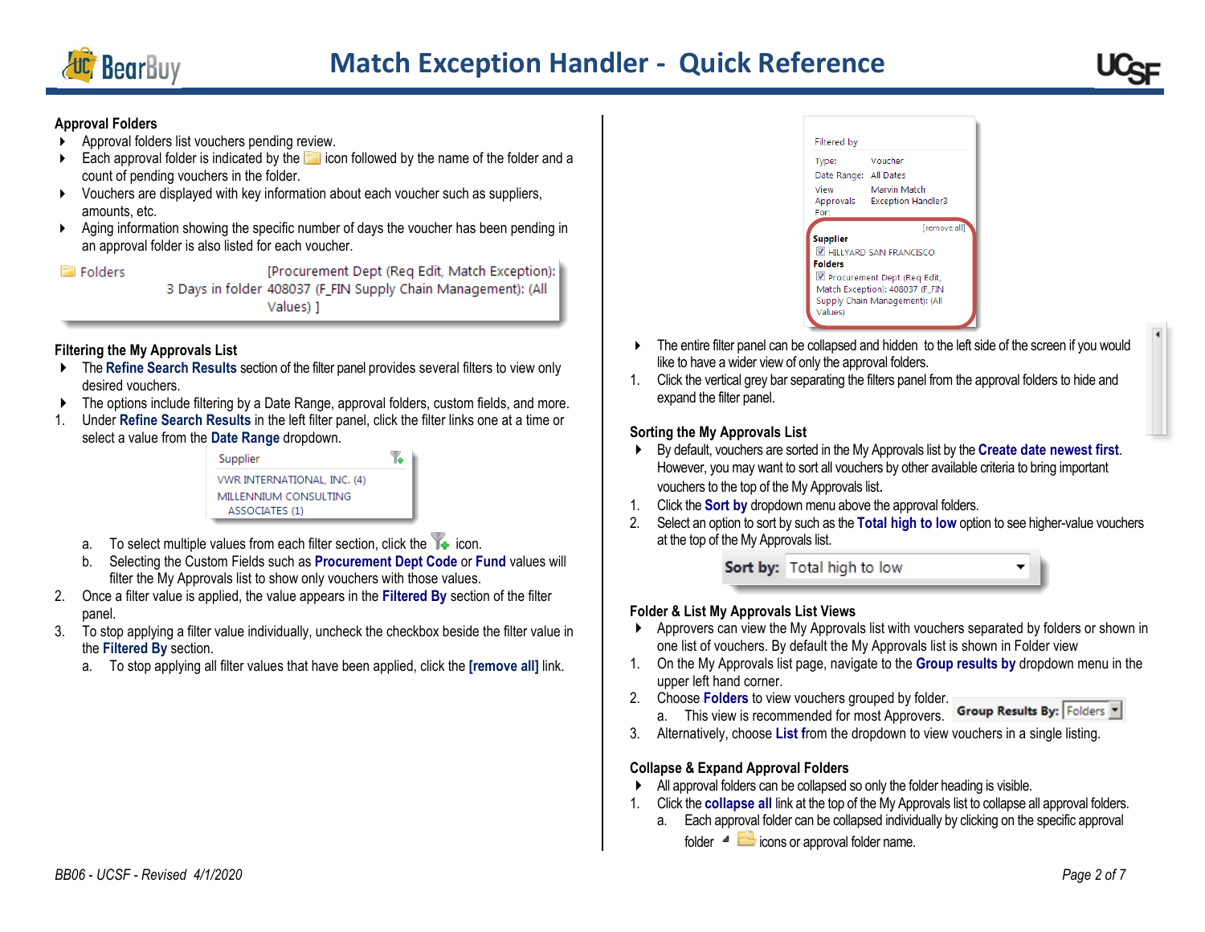### Approval Folders

- Approval folders list vouchers pending review.
- Each approval folder is indicated by the icon followed by the name of the folder and a count of pending vouchers in the folder.
- Vouchers are displayed with key information about each voucher such as suppliers, amounts, etc.
- Aging information showing the specific number of days the voucher has been pending in an approval folder is also listed for each voucher.

Folders — 3 Days in folder [Procurement Dept (Req Edit, Match Exception): 408037 (F_FIN Supply Chain Management): (All Values) ]

### Filtering the My Approvals List

- The **Refine Search Results** section of the filter panel provides several filters to view only desired vouchers.
- The options include filtering by a Date Range, approval folders, custom fields, and more.

1. Under **Refine Search Results** in the left filter panel, click the filter links one at a time or select a value from the **Date Range** dropdown.

   Supplier
   VWR INTERNATIONAL, INC. (4)
   MILLENNIUM CONSULTING ASSOCIATES (1)

   a. To select multiple values from each filter section, click the icon.
   b. Selecting the Custom Fields such as **Procurement Dept Code** or **Fund** values will filter the My Approvals list to show only vouchers with those values.
2. Once a filter value is applied, the value appears in the **Filtered By** section of the filter panel.
3. To stop applying a filter value individually, uncheck the checkbox beside the filter value in the **Filtered By** section.
   a. To stop applying all filter values that have been applied, click the **[remove all]** link.

Filtered by
Type: Voucher
Date Range: All Dates
View Approvals For: Marvin Match Exception Handler3
[remove all]
Supplier
☑ HILLYARD SAN FRANCISCO
Folders
☑ Procurement Dept (Req Edit, Match Exception): 408037 (F_FIN Supply Chain Management): (All Values)

- The entire filter panel can be collapsed and hidden to the left side of the screen if you would like to have a wider view of only the approval folders.

1. Click the vertical grey bar separating the filters panel from the approval folders to hide and expand the filter panel.

### Sorting the My Approvals List

- By default, vouchers are sorted in the My Approvals list by the **Create date newest first**. However, you may want to sort all vouchers by other available criteria to bring important vouchers to the top of the My Approvals list.

1. Click the **Sort by** dropdown menu above the approval folders.
2. Select an option to sort by such as the **Total high to low** option to see higher-value vouchers at the top of the My Approvals list.

**Sort by:** Total high to low

### Folder & List My Approvals List Views

- Approvers can view the My Approvals list with vouchers separated by folders or shown in one list of vouchers. By default the My Approvals list is shown in Folder view

1. On the My Approvals list page, navigate to the **Group results by** dropdown menu in the upper left hand corner.
2. Choose **Folders** to view vouchers grouped by folder.
   a. This view is recommended for most Approvers.

   **Group Results By:** Folders
3. Alternatively, choose **List** from the dropdown to view vouchers in a single listing.

### Collapse & Expand Approval Folders

- All approval folders can be collapsed so only the folder heading is visible.

1. Click the **collapse all** link at the top of the My Approvals list to collapse all approval folders.
   a. Each approval folder can be collapsed individually by clicking on the specific approval folder icons or approval folder name.

*BB06 - UCSF - Revised 4/1/2020*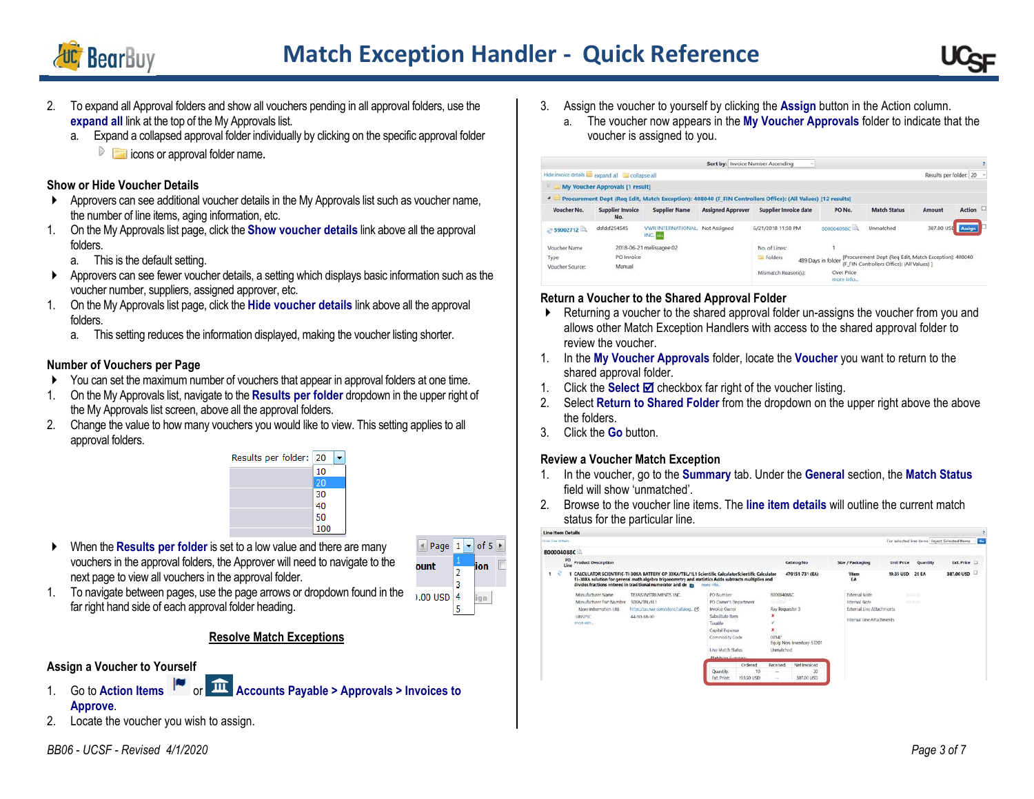2. To expand all Approval folders and show all vouchers pending in all approval folders, use the **expand all** link at the top of the My Approvals list.
   a. Expand a collapsed approval folder individually by clicking on the specific approval folder icons or approval folder name.

### Show or Hide Voucher Details

- Approvers can see additional voucher details in the My Approvals list such as voucher name, the number of line items, aging information, etc.

1. On the My Approvals list page, click the **Show voucher details** link above all the approval folders.
   a. This is the default setting.

- Approvers can see fewer voucher details, a setting which displays basic information such as the voucher number, suppliers, assigned approver, etc.

1. On the My Approvals list page, click the **Hide voucher details** link above all the approval folders.
   a. This setting reduces the information displayed, making the voucher listing shorter.

### Number of Vouchers per Page

- You can set the maximum number of vouchers that appear in approval folders at one time.

1. On the My Approvals list, navigate to the **Results per folder** dropdown in the upper right of the My Approvals list screen, above all the approval folders.
2. Change the value to how many vouchers you would like to view. This setting applies to all approval folders.

- When the **Results per folder** is set to a low value and there are many vouchers in the approval folders, the Approver will need to navigate to the next page to view all vouchers in the approval folder.

1. To navigate between pages, use the page arrows or dropdown found in the far right hand side of each approval folder heading.

## Resolve Match Exceptions

### Assign a Voucher to Yourself

1. Go to **Action Items** or **Accounts Payable > Approvals > Invoices to Approve**.
2. Locate the voucher you wish to assign.
3. Assign the voucher to yourself by clicking the **Assign** button in the Action column.
   a. The voucher now appears in the **My Voucher Approvals** folder to indicate that the voucher is assigned to you.

### Return a Voucher to the Shared Approval Folder

- Returning a voucher to the shared approval folder un-assigns the voucher from you and allows other Match Exception Handlers with access to the shared approval folder to review the voucher.

1. In the **My Voucher Approvals** folder, locate the **Voucher** you want to return to the shared approval folder.
1. Click the **Select** ☑ checkbox far right of the voucher listing.
2. Select **Return to Shared Folder** from the dropdown on the upper right above the above the folders.
3. Click the **Go** button.

### Review a Voucher Match Exception

1. In the voucher, go to the **Summary** tab. Under the **General** section, the **Match Status** field will show 'unmatched'.
2. Browse to the voucher line items. The **line item details** will outline the current match status for the particular line.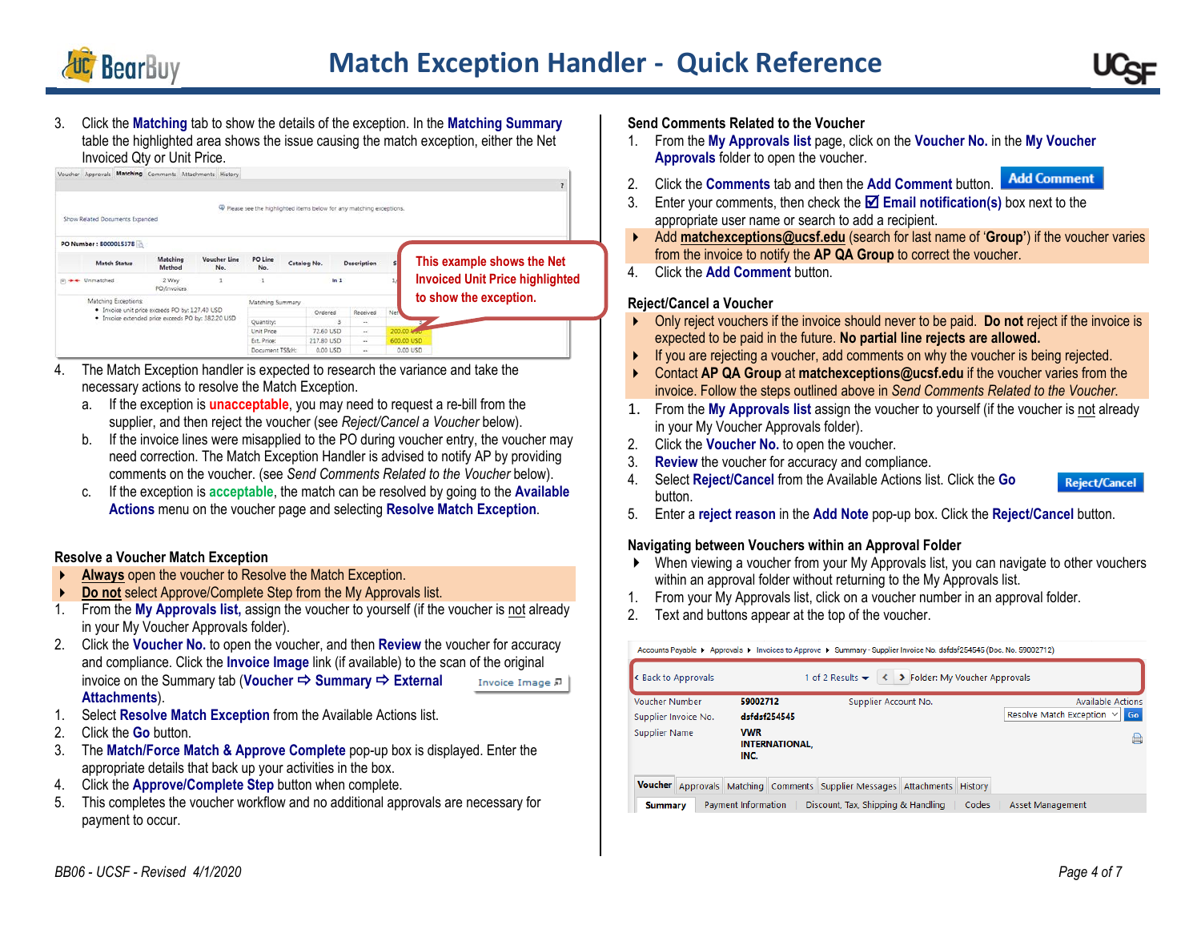3. Click the **Matching** tab to show the details of the exception. In the **Matching Summary** table the highlighted area shows the issue causing the match exception, either the Net Invoiced Qty or Unit Price.

This example shows the Net Invoiced Unit Price highlighted to show the exception.

4. The Match Exception handler is expected to research the variance and take the necessary actions to resolve the Match Exception.
   a. If the exception is **unacceptable**, you may need to request a re-bill from the supplier, and then reject the voucher (see *Reject/Cancel a Voucher* below).
   b. If the invoice lines were misapplied to the PO during voucher entry, the voucher may need correction. The Match Exception Handler is advised to notify AP by providing comments on the voucher. (see *Send Comments Related to the Voucher* below).
   c. If the exception is **acceptable**, the match can be resolved by going to the **Available Actions** menu on the voucher page and selecting **Resolve Match Exception**.

## Resolve a Voucher Match Exception

- **Always** open the voucher to Resolve the Match Exception.
- **Do not** select Approve/Complete Step from the My Approvals list.

1. From the **My Approvals list,** assign the voucher to yourself (if the voucher is not already in your My Voucher Approvals folder).
2. Click the **Voucher No.** to open the voucher, and then **Review** the voucher for accuracy and compliance. Click the **Invoice Image** link (if available) to the scan of the original invoice on the Summary tab (**Voucher ⇨ Summary ⇨ External Attachments**).
1. Select **Resolve Match Exception** from the Available Actions list.
2. Click the **Go** button.
3. The **Match/Force Match & Approve Complete** pop-up box is displayed. Enter the appropriate details that back up your activities in the box.
4. Click the **Approve/Complete Step** button when complete.
5. This completes the voucher workflow and no additional approvals are necessary for payment to occur.

## Send Comments Related to the Voucher

1. From the **My Approvals list** page, click on the **Voucher No.** in the **My Voucher Approvals** folder to open the voucher.
2. Click the **Comments** tab and then the **Add Comment** button.
3. Enter your comments, then check the ☑ **Email notification(s)** box next to the appropriate user name or search to add a recipient.
   - Add **matchexceptions@ucsf.edu** (search for last name of '**Group**') if the voucher varies from the invoice to notify the **AP QA Group** to correct the voucher.
4. Click the **Add Comment** button.

## Reject/Cancel a Voucher

- Only reject vouchers if the invoice should never to be paid. **Do not** reject if the invoice is expected to be paid in the future. **No partial line rejects are allowed.**
- If you are rejecting a voucher, add comments on why the voucher is being rejected.
- Contact **AP QA Group** at **matchexceptions@ucsf.edu** if the voucher varies from the invoice. Follow the steps outlined above in *Send Comments Related to the Voucher*.

1. From the **My Approvals list** assign the voucher to yourself (if the voucher is not already in your My Voucher Approvals folder).
2. Click the **Voucher No.** to open the voucher.
3. **Review** the voucher for accuracy and compliance.
4. Select **Reject/Cancel** from the Available Actions list. Click the **Go** button.
5. Enter a **reject reason** in the **Add Note** pop-up box. Click the **Reject/Cancel** button.

## Navigating between Vouchers within an Approval Folder

- When viewing a voucher from your My Approvals list, you can navigate to other vouchers within an approval folder without returning to the My Approvals list.

1. From your My Approvals list, click on a voucher number in an approval folder.
2. Text and buttons appear at the top of the voucher.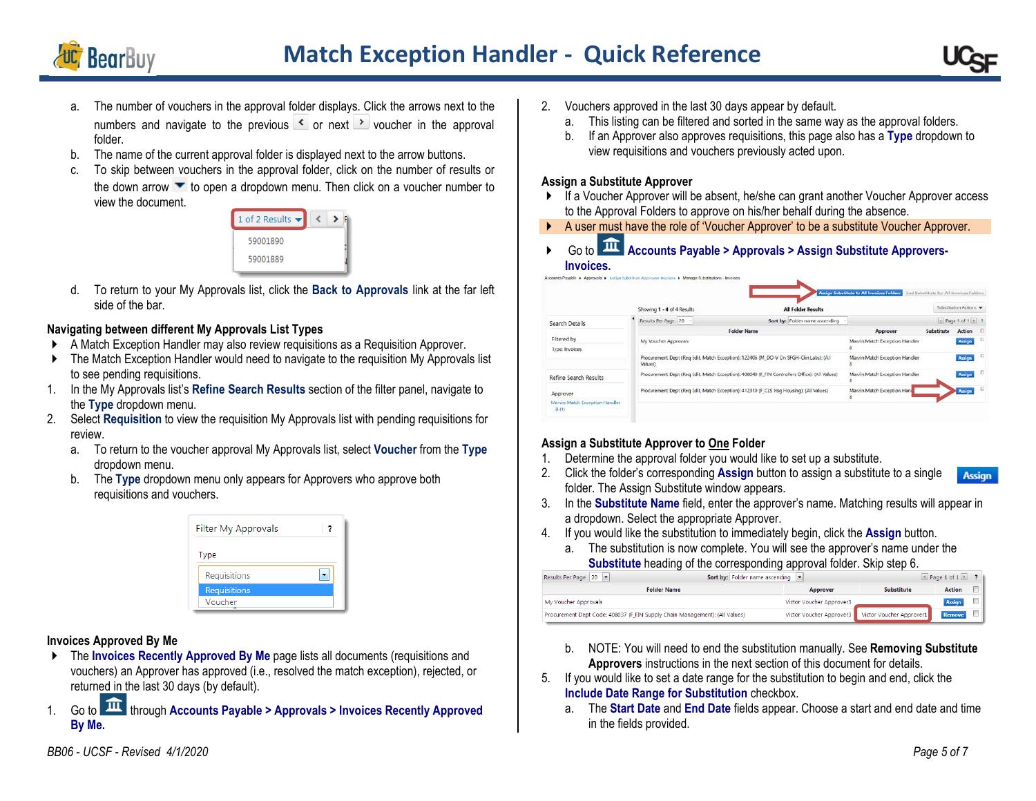a. The number of vouchers in the approval folder displays. Click the arrows next to the numbers and navigate to the previous < or next > voucher in the approval folder.
b. The name of the current approval folder is displayed next to the arrow buttons.
c. To skip between vouchers in the approval folder, click on the number of results or the down arrow to open a dropdown menu. Then click on a voucher number to view the document.
d. To return to your My Approvals list, click the **Back to Approvals** link at the far left side of the bar.

### Navigating between different My Approvals List Types

- A Match Exception Handler may also review requisitions as a Requisition Approver.
- The Match Exception Handler would need to navigate to the requisition My Approvals list to see pending requisitions.

1. In the My Approvals list's **Refine Search Results** section of the filter panel, navigate to the **Type** dropdown menu.
2. Select **Requisition** to view the requisition My Approvals list with pending requisitions for review.
   a. To return to the voucher approval My Approvals list, select **Voucher** from the **Type** dropdown menu.
   b. The **Type** dropdown menu only appears for Approvers who approve both requisitions and vouchers.

### Invoices Approved By Me

- The **Invoices Recently Approved By Me** page lists all documents (requisitions and vouchers) an Approver has approved (i.e., resolved the match exception), rejected, or returned in the last 30 days (by default).

1. Go to through **Accounts Payable > Approvals > Invoices Recently Approved By Me.**
2. Vouchers approved in the last 30 days appear by default.
   a. This listing can be filtered and sorted in the same way as the approval folders.
   b. If an Approver also approves requisitions, this page also has a **Type** dropdown to view requisitions and vouchers previously acted upon.

### Assign a Substitute Approver

- If a Voucher Approver will be absent, he/she can grant another Voucher Approver access to the Approval Folders to approve on his/her behalf during the absence.
- A user must have the role of 'Voucher Approver' to be a substitute Voucher Approver.
- Go to **Accounts Payable > Approvals > Assign Substitute Approvers-Invoices.**

### Assign a Substitute Approver to One Folder

1. Determine the approval folder you would like to set up a substitute.
2. Click the folder's corresponding **Assign** button to assign a substitute to a single folder. The Assign Substitute window appears.
3. In the **Substitute Name** field, enter the approver's name. Matching results will appear in a dropdown. Select the appropriate Approver.
4. If you would like the substitution to immediately begin, click the **Assign** button.
   a. The substitution is now complete. You will see the approver's name under the **Substitute** heading of the corresponding approval folder. Skip step 6.
   b. NOTE: You will need to end the substitution manually. See **Removing Substitute Approvers** instructions in the next section of this document for details.
5. If you would like to set a date range for the substitution to begin and end, click the **Include Date Range for Substitution** checkbox.
   a. The **Start Date** and **End Date** fields appear. Choose a start and end date and time in the fields provided.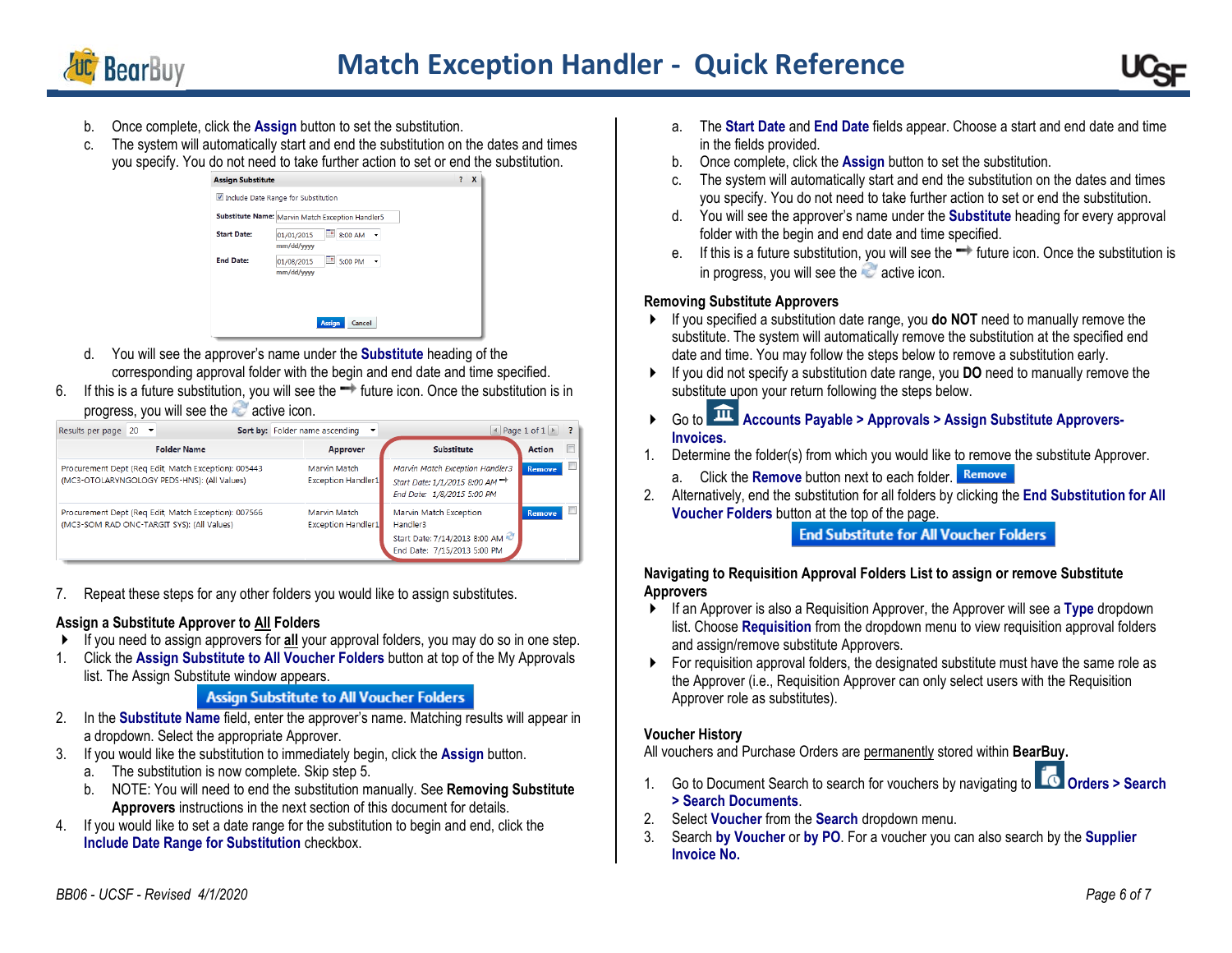b. Once complete, click the **Assign** button to set the substitution.

c. The system will automatically start and end the substitution on the dates and times you specify. You do not need to take further action to set or end the substitution.

d. You will see the approver's name under the **Substitute** heading of the corresponding approval folder with the begin and end date and time specified.

6. If this is a future substitution, you will see the ➡ future icon. Once the substitution is in progress, you will see the active icon.

7. Repeat these steps for any other folders you would like to assign substitutes.

### Assign a Substitute Approver to All Folders

- If you need to assign approvers for **all** your approval folders, you may do so in one step.

1. Click the **Assign Substitute to All Voucher Folders** button at top of the My Approvals list. The Assign Substitute window appears.
2. In the **Substitute Name** field, enter the approver's name. Matching results will appear in a dropdown. Select the appropriate Approver.
3. If you would like the substitution to immediately begin, click the **Assign** button.
   a. The substitution is now complete. Skip step 5.
   b. NOTE: You will need to end the substitution manually. See **Removing Substitute Approvers** instructions in the next section of this document for details.
4. If you would like to set a date range for the substitution to begin and end, click the **Include Date Range for Substitution** checkbox.
   a. The **Start Date** and **End Date** fields appear. Choose a start and end date and time in the fields provided.
   b. Once complete, click the **Assign** button to set the substitution.
   c. The system will automatically start and end the substitution on the dates and times you specify. You do not need to take further action to set or end the substitution.
   d. You will see the approver's name under the **Substitute** heading for every approval folder with the begin and end date and time specified.
   e. If this is a future substitution, you will see the ➡ future icon. Once the substitution is in progress, you will see the active icon.

### Removing Substitute Approvers

- If you specified a substitution date range, you **do NOT** need to manually remove the substitute. The system will automatically remove the substitution at the specified end date and time. You may follow the steps below to remove a substitution early.
- If you did not specify a substitution date range, you **DO** need to manually remove the substitute upon your return following the steps below.
- Go to **Accounts Payable > Approvals > Assign Substitute Approvers-Invoices.**

1. Determine the folder(s) from which you would like to remove the substitute Approver.
   a. Click the **Remove** button next to each folder.
2. Alternatively, end the substitution for all folders by clicking the **End Substitution for All Voucher Folders** button at the top of the page.

### Navigating to Requisition Approval Folders List to assign or remove Substitute Approvers

- If an Approver is also a Requisition Approver, the Approver will see a **Type** dropdown list. Choose **Requisition** from the dropdown menu to view requisition approval folders and assign/remove substitute Approvers.
- For requisition approval folders, the designated substitute must have the same role as the Approver (i.e., Requisition Approver can only select users with the Requisition Approver role as substitutes).

### Voucher History

All vouchers and Purchase Orders are permanently stored within **BearBuy.**

1. Go to Document Search to search for vouchers by navigating to **Orders > Search > Search Documents**.
2. Select **Voucher** from the **Search** dropdown menu.
3. Search **by Voucher** or **by PO**. For a voucher you can also search by the **Supplier Invoice No.**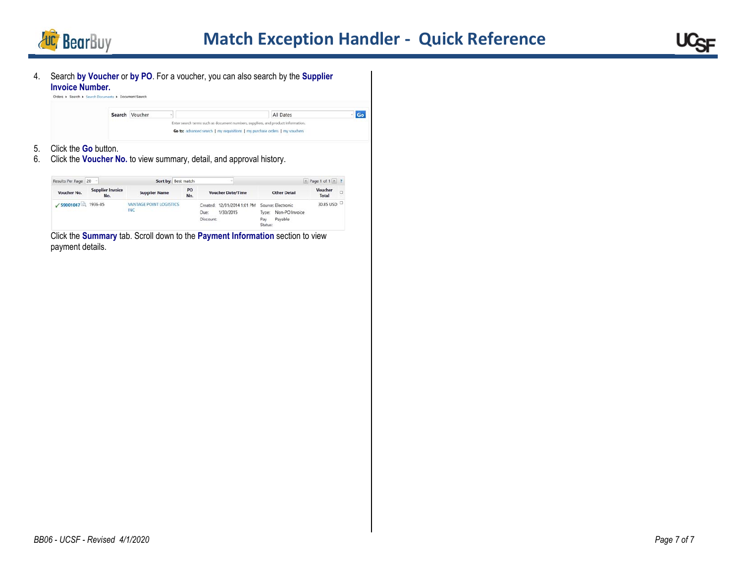4. Search **by Voucher** or **by PO**. For a voucher, you can also search by the **Supplier Invoice Number.**

Orders ▸ Search ▸ Search Documents ▸ Document Search

Search Voucher | All Dates | Go

Enter search terms such as document numbers, suppliers, and product information.

Go to: advanced search | my requisitions | my purchase orders | my vouchers

5. Click the **Go** button.
6. Click the **Voucher No.** to view summary, detail, and approval history.

Results Per Page 20 | Sort by: Best match | Page 1 of 1

| Voucher No. | Supplier Invoice No. | Supplier Name | PO No. | Voucher Date/Time | Other Detail | Voucher Total |
|---|---|---|---|---|---|---|
| 59001047 | 1936-85 | VANTAGE POINT LOGISTICS INC | | Created: 12/31/2014 1:01 PM<br>Due: 1/30/2015<br>Discount: | Source: Electronic<br>Type: Non-PO Invoice<br>Pay Status: Payable | 30.85 USD |

Click the **Summary** tab. Scroll down to the **Payment Information** section to view payment details.